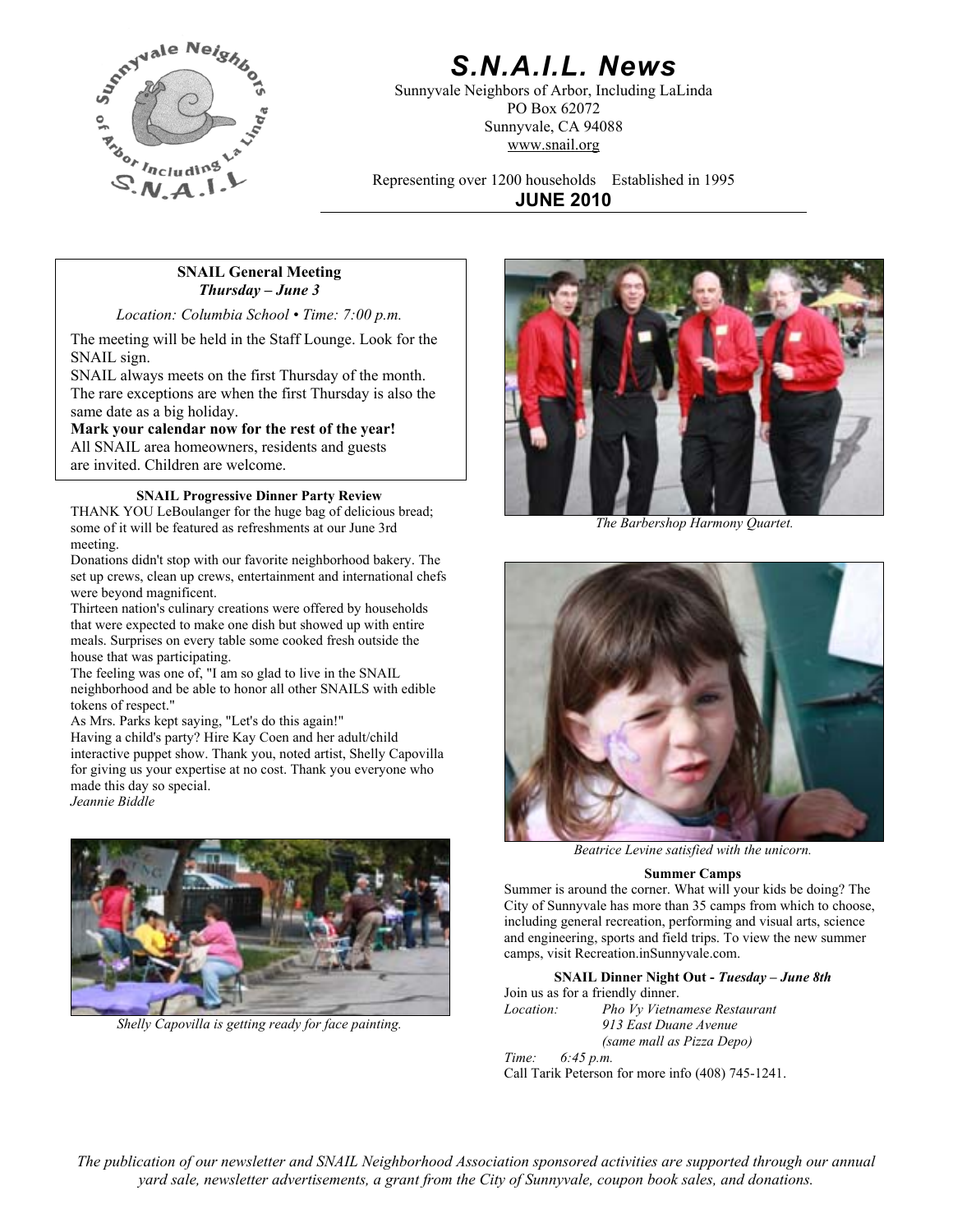# *S.N.A.I.L. News*

Sunnyvale Neighbors of Arbor, Including LaLinda
PO Box 62072
Sunnyvale, CA 94088
www.snail.org

Representing over 1200 households  Established in 1995

**JUNE 2010**

---

**SNAIL General Meeting**
***Thursday – June 3***

*Location: Columbia School • Time: 7:00 p.m.*

The meeting will be held in the Staff Lounge. Look for the SNAIL sign.

SNAIL always meets on the first Thursday of the month. The rare exceptions are when the first Thursday is also the same date as a big holiday.

**Mark your calendar now for the rest of the year!**

All SNAIL area homeowners, residents and guests are invited. Children are welcome.

### SNAIL Progressive Dinner Party Review

THANK YOU LeBoulanger for the huge bag of delicious bread; some of it will be featured as refreshments at our June 3rd meeting.

Donations didn't stop with our favorite neighborhood bakery. The set up crews, clean up crews, entertainment and international chefs were beyond magnificent.

Thirteen nation's culinary creations were offered by households that were expected to make one dish but showed up with entire meals. Surprises on every table some cooked fresh outside the house that was participating.

The feeling was one of, "I am so glad to live in the SNAIL neighborhood and be able to honor all other SNAILS with edible tokens of respect."

As Mrs. Parks kept saying, "Let's do this again!"

Having a child's party? Hire Kay Coen and her adult/child interactive puppet show. Thank you, noted artist, Shelly Capovilla for giving us your expertise at no cost. Thank you everyone who made this day so special.

*Jeannie Biddle*

*Shelly Capovilla is getting ready for face painting.*

*The Barbershop Harmony Quartet.*

*Beatrice Levine satisfied with the unicorn.*

### Summer Camps

Summer is around the corner. What will your kids be doing? The City of Sunnyvale has more than 35 camps from which to choose, including general recreation, performing and visual arts, science and engineering, sports and field trips. To view the new summer camps, visit Recreation.inSunnyvale.com.

### SNAIL Dinner Night Out - *Tuesday – June 8th*

Join us as for a friendly dinner.

*Location:* *Pho Vy Vietnamese Restaurant*
*913 East Duane Avenue*
*(same mall as Pizza Depo)*

*Time:* *6:45 p.m.*

Call Tarik Peterson for more info (408) 745-1241.

---

*The publication of our newsletter and SNAIL Neighborhood Association sponsored activities are supported through our annual yard sale, newsletter advertisements, a grant from the City of Sunnyvale, coupon book sales, and donations.*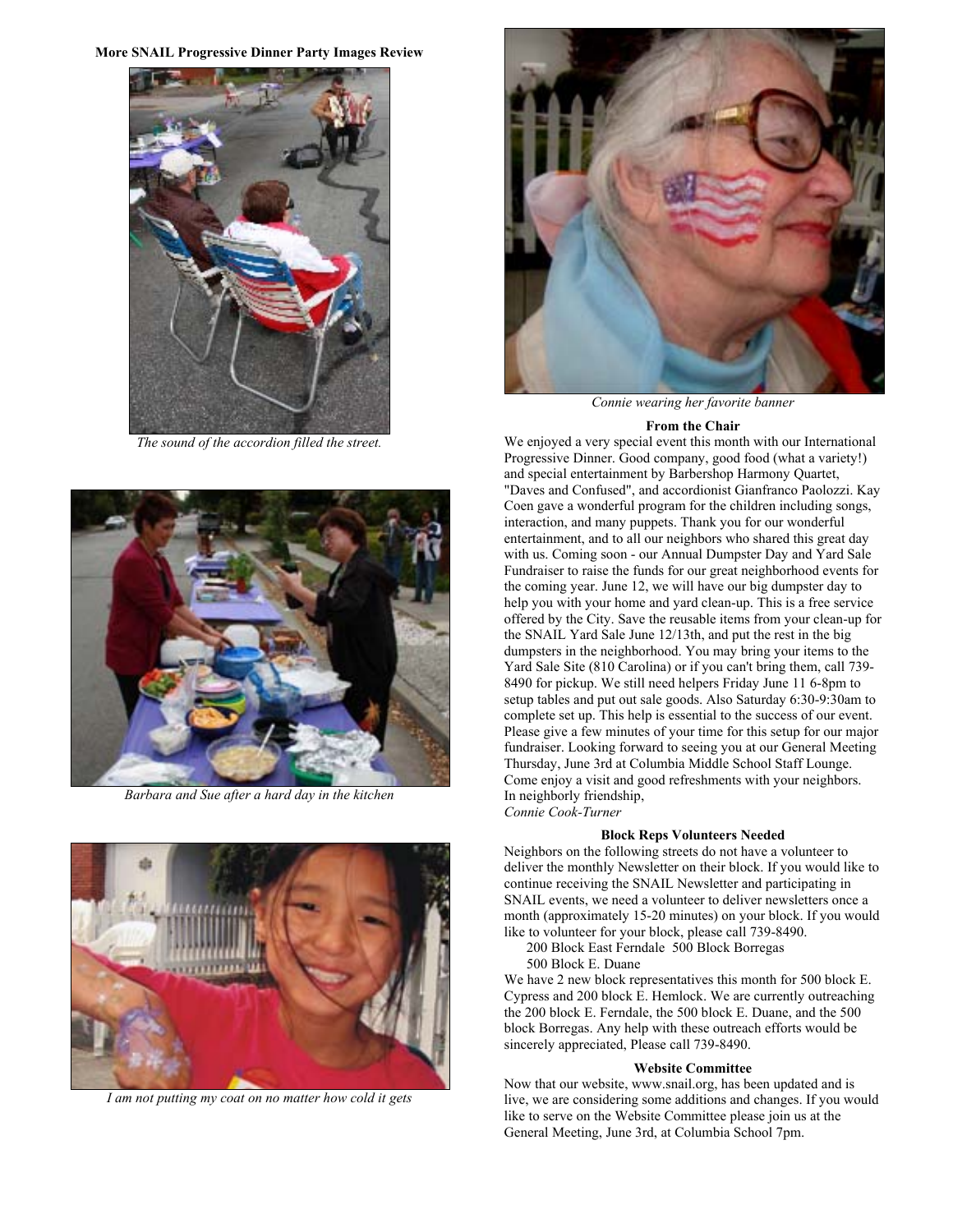**More SNAIL Progressive Dinner Party Images Review**

*The sound of the accordion filled the street.*

*Barbara and Sue after a hard day in the kitchen*

*I am not putting my coat on no matter how cold it gets*

*Connie wearing her favorite banner*

### From the Chair

We enjoyed a very special event this month with our International Progressive Dinner. Good company, good food (what a variety!) and special entertainment by Barbershop Harmony Quartet, "Daves and Confused", and accordionist Gianfranco Paolozzi. Kay Coen gave a wonderful program for the children including songs, interaction, and many puppets. Thank you for our wonderful entertainment, and to all our neighbors who shared this great day with us. Coming soon - our Annual Dumpster Day and Yard Sale Fundraiser to raise the funds for our great neighborhood events for the coming year. June 12, we will have our big dumpster day to help you with your home and yard clean-up. This is a free service offered by the City. Save the reusable items from your clean-up for the SNAIL Yard Sale June 12/13th, and put the rest in the big dumpsters in the neighborhood. You may bring your items to the Yard Sale Site (810 Carolina) or if you can't bring them, call 739-8490 for pickup. We still need helpers Friday June 11 6-8pm to setup tables and put out sale goods. Also Saturday 6:30-9:30am to complete set up. This help is essential to the success of our event. Please give a few minutes of your time for this setup for our major fundraiser. Looking forward to seeing you at our General Meeting Thursday, June 3rd at Columbia Middle School Staff Lounge. Come enjoy a visit and good refreshments with your neighbors.
In neighborly friendship,
*Connie Cook-Turner*

### Block Reps Volunteers Needed

Neighbors on the following streets do not have a volunteer to deliver the monthly Newsletter on their block. If you would like to continue receiving the SNAIL Newsletter and participating in SNAIL events, we need a volunteer to deliver newsletters once a month (approximately 15-20 minutes) on your block. If you would like to volunteer for your block, please call 739-8490.

200 Block East Ferndale 500 Block Borregas
500 Block E. Duane

We have 2 new block representatives this month for 500 block E. Cypress and 200 block E. Hemlock. We are currently outreaching the 200 block E. Ferndale, the 500 block E. Duane, and the 500 block Borregas. Any help with these outreach efforts would be sincerely appreciated, Please call 739-8490.

### Website Committee

Now that our website, www.snail.org, has been updated and is live, we are considering some additions and changes. If you would like to serve on the Website Committee please join us at the General Meeting, June 3rd, at Columbia School 7pm.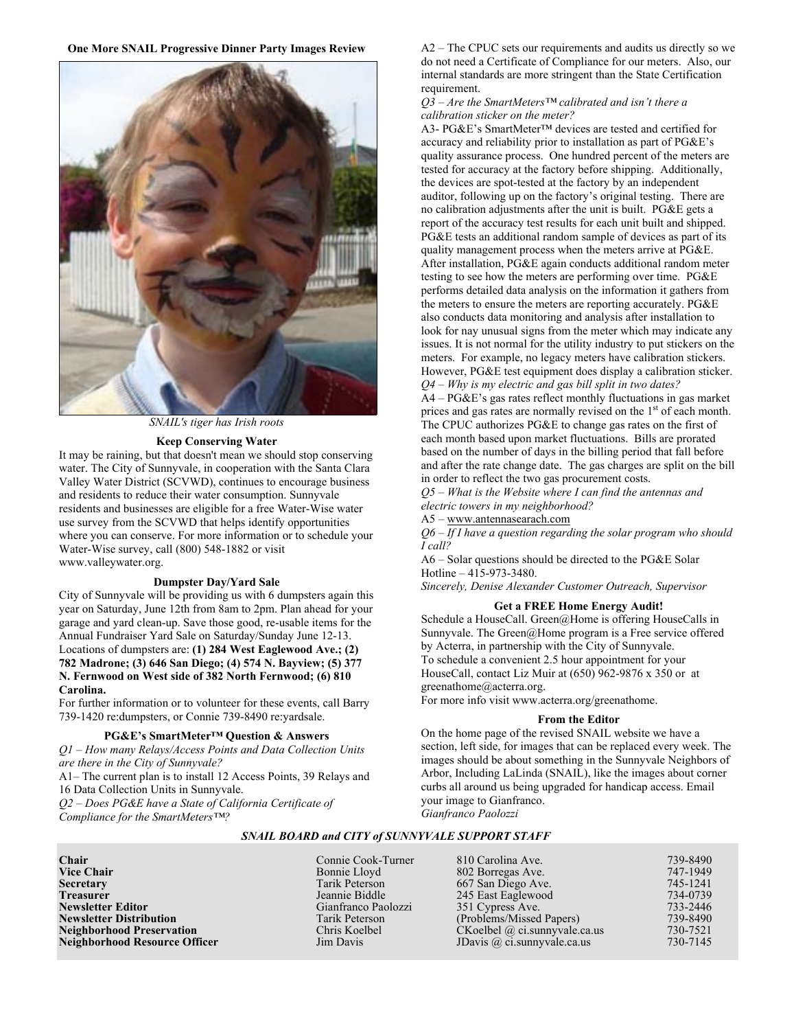**One More SNAIL Progressive Dinner Party Images Review**

*SNAIL's tiger has Irish roots*

### Keep Conserving Water

It may be raining, but that doesn't mean we should stop conserving water. The City of Sunnyvale, in cooperation with the Santa Clara Valley Water District (SCVWD), continues to encourage business and residents to reduce their water consumption. Sunnyvale residents and businesses are eligible for a free Water-Wise water use survey from the SCVWD that helps identify opportunities where you can conserve. For more information or to schedule your Water-Wise survey, call (800) 548-1882 or visit www.valleywater.org.

### Dumpster Day/Yard Sale

City of Sunnyvale will be providing us with 6 dumpsters again this year on Saturday, June 12th from 8am to 2pm. Plan ahead for your garage and yard clean-up. Save those good, re-usable items for the Annual Fundraiser Yard Sale on Saturday/Sunday June 12-13. Locations of dumpsters are: **(1) 284 West Eaglewood Ave.; (2) 782 Madrone; (3) 646 San Diego; (4) 574 N. Bayview; (5) 377 N. Fernwood on West side of 382 North Fernwood; (6) 810 Carolina.**

For further information or to volunteer for these events, call Barry 739-1420 re:dumpsters, or Connie 739-8490 re:yardsale.

### PG&E's SmartMeter™ Question & Answers

*Q1 – How many Relays/Access Points and Data Collection Units are there in the City of Sunnyvale?*

A1– The current plan is to install 12 Access Points, 39 Relays and 16 Data Collection Units in Sunnyvale.

*Q2 – Does PG&E have a State of California Certificate of Compliance for the SmartMeters™?*

A2 – The CPUC sets our requirements and audits us directly so we do not need a Certificate of Compliance for our meters. Also, our internal standards are more stringent than the State Certification requirement.

*Q3 – Are the SmartMeters™ calibrated and isn't there a calibration sticker on the meter?*

A3- PG&E's SmartMeter™ devices are tested and certified for accuracy and reliability prior to installation as part of PG&E's quality assurance process. One hundred percent of the meters are tested for accuracy at the factory before shipping. Additionally, the devices are spot-tested at the factory by an independent auditor, following up on the factory's original testing. There are no calibration adjustments after the unit is built. PG&E gets a report of the accuracy test results for each unit built and shipped. PG&E tests an additional random sample of devices as part of its quality management process when the meters arrive at PG&E. After installation, PG&E again conducts additional random meter testing to see how the meters are performing over time. PG&E performs detailed data analysis on the information it gathers from the meters to ensure the meters are reporting accurately. PG&E also conducts data monitoring and analysis after installation to look for nay unusual signs from the meter which may indicate any issues. It is not normal for the utility industry to put stickers on the meters. For example, no legacy meters have calibration stickers. However, PG&E test equipment does display a calibration sticker.

*Q4 – Why is my electric and gas bill split in two dates?*

A4 – PG&E's gas rates reflect monthly fluctuations in gas market prices and gas rates are normally revised on the 1st of each month. The CPUC authorizes PG&E to change gas rates on the first of each month based upon market fluctuations. Bills are prorated based on the number of days in the billing period that fall before and after the rate change date. The gas charges are split on the bill in order to reflect the two gas procurement costs.

*Q5 – What is the Website where I can find the antennas and electric towers in my neighborhood?*

A5 – www.antennasearach.com

*Q6 – If I have a question regarding the solar program who should I call?*

A6 – Solar questions should be directed to the PG&E Solar Hotline – 415-973-3480.

*Sincerely, Denise Alexander Customer Outreach, Supervisor*

### Get a FREE Home Energy Audit!

Schedule a HouseCall. Green@Home is offering HouseCalls in Sunnyvale. The Green@Home program is a Free service offered by Acterra, in partnership with the City of Sunnyvale.

To schedule a convenient 2.5 hour appointment for your HouseCall, contact Liz Muir at (650) 962-9876 x 350 or at greenathome@acterra.org.

For more info visit www.acterra.org/greenathome.

### From the Editor

On the home page of the revised SNAIL website we have a section, left side, for images that can be replaced every week. The images should be about something in the Sunnyvale Neighbors of Arbor, Including LaLinda (SNAIL), like the images about corner curbs all around us being upgraded for handicap access. Email your image to Gianfranco.

*Gianfranco Paolozzi*

### *SNAIL BOARD and CITY of SUNNYVALE SUPPORT STAFF*

| | | | |
|---|---|---|---|
| **Chair** | Connie Cook-Turner | 810 Carolina Ave. | 739-8490 |
| **Vice Chair** | Bonnie Lloyd | 802 Borregas Ave. | 747-1949 |
| **Secretary** | Tarik Peterson | 667 San Diego Ave. | 745-1241 |
| **Treasurer** | Jeannie Biddle | 245 East Eaglewood | 734-0739 |
| **Newsletter Editor** | Gianfranco Paolozzi | 351 Cypress Ave. | 733-2446 |
| **Newsletter Distribution** | Tarik Peterson | (Problems/Missed Papers) | 739-8490 |
| **Neighborhood Preservation** | Chris Koelbel | CKoelbel @ ci.sunnyvale.ca.us | 730-7521 |
| **Neighborhood Resource Officer** | Jim Davis | JDavis @ ci.sunnyvale.ca.us | 730-7145 |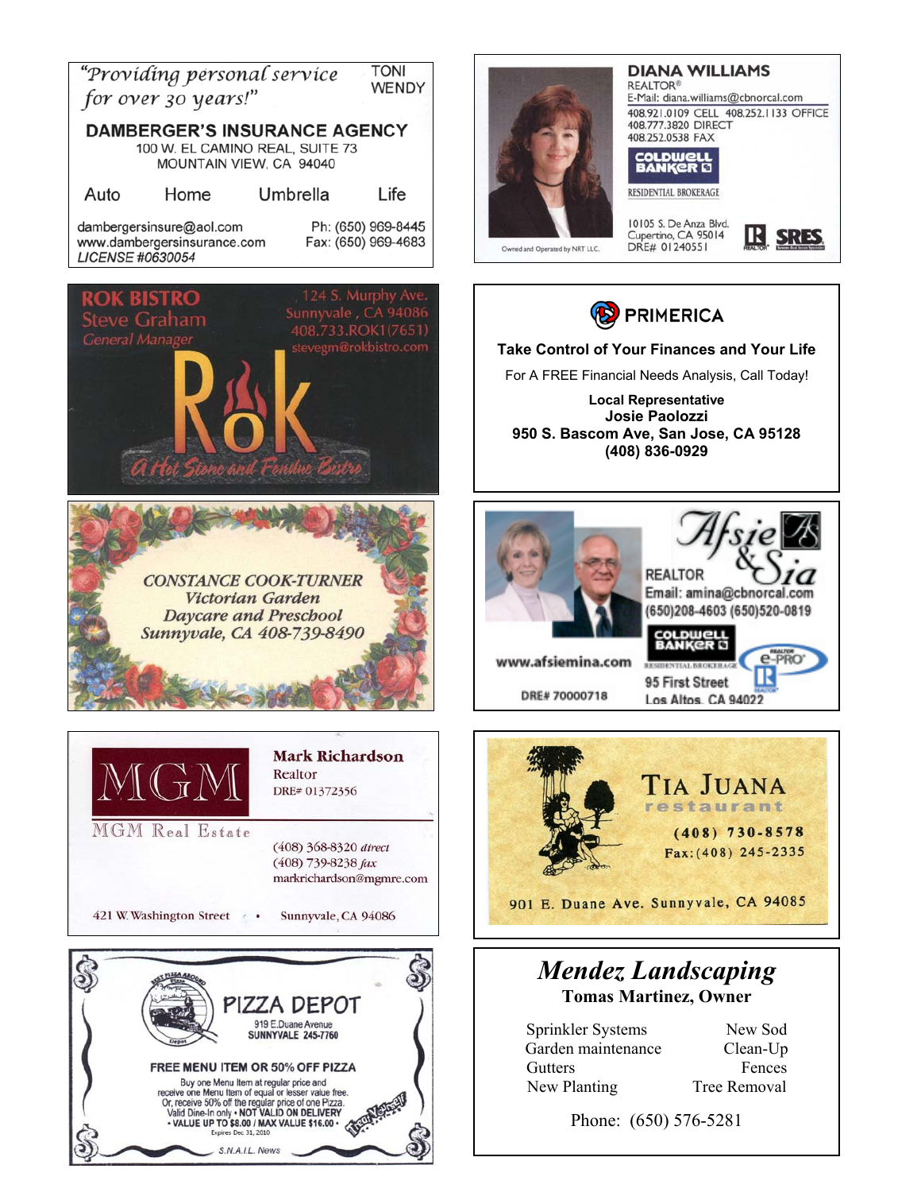*"Providing personal service for over 30 years!"*

TONI
WENDY

**DAMBERGER'S INSURANCE AGENCY**

100 W. EL CAMINO REAL, SUITE 73
MOUNTAIN VIEW, CA 94040

Auto Home Umbrella Life

dambergersinsure@aol.com
www.dambergersinsurance.com
*LICENSE #0630054*

Ph: (650) 969-8445
Fax: (650) 969-4683

---

**DIANA WILLIAMS**
REALTOR®
E-Mail: diana.williams@cbnorcal.com
408.921.0109 CELL 408.252.1133 OFFICE
408.777.3820 DIRECT
408.252.0538 FAX

COLDWELL BANKER
RESIDENTIAL BROKERAGE

10105 S. De Anza Blvd.
Cupertino, CA 95014
DRE# 01240551

SRES

Owned and Operated by NRT LLC.

---

**ROK BISTRO**
Steve Graham
*General Manager*

124 S. Murphy Ave.
Sunnyvale, CA 94086
408.733.ROK1(7651)
stevegm@rokbistro.com

RoK
*A Hot Stone and Fondue Bistro*

---

**PRIMERICA**

**Take Control of Your Finances and Your Life**

For A FREE Financial Needs Analysis, Call Today!

**Local Representative**
**Josie Paolozzi**
**950 S. Bascom Ave, San Jose, CA 95128**
**(408) 836-0929**

---

*CONSTANCE COOK-TURNER*
*Victorian Garden*
*Daycare and Preschool*
*Sunnyvale, CA 408-739-8490*

---

*Afsie & Sia*

REALTOR
Email: amina@cbnorcal.com
(650)208-4603 (650)520-0819

COLDWELL BANKER
RESIDENTIAL BROKERAGE
e-PRO

www.afsiemina.com
DRE# 70000718

95 First Street
Los Altos, CA 94022

---

MGM
MGM Real Estate

**Mark Richardson**
Realtor
DRE# 01372356

(408) 368-8320 *direct*
(408) 739-8238 *fax*
markrichardson@mgmre.com

421 W. Washington Street • Sunnyvale, CA 94086

---

**TIA JUANA**
restaurant

**(408) 730-8578**
Fax: (408) 245-2335

901 E. Duane Ave. Sunnyvale, CA 94085

---

BEST PIZZA AROUND
**PIZZA DEPOT**
919 E.Duane Avenue
SUNNYVALE 245-7760

**FREE MENU ITEM OR 50% OFF PIZZA**

Buy one Menu Item at regular price and receive one Menu Item of equal or lesser value free. Or, receive 50% off the regular price of one Pizza. Valid Dine-In only • **NOT VALID ON DELIVERY** • **VALUE UP TO $8.00 / MAX VALUE $16.00** •

Expires Dec 31, 2010

Treat Yourself

*S.N.A.I.L. News*

---

## *Mendez Landscaping*

**Tomas Martinez, Owner**

| | |
|---|---|
| Sprinkler Systems | New Sod |
| Garden maintenance | Clean-Up |
| Gutters | Fences |
| New Planting | Tree Removal |

Phone: (650) 576-5281